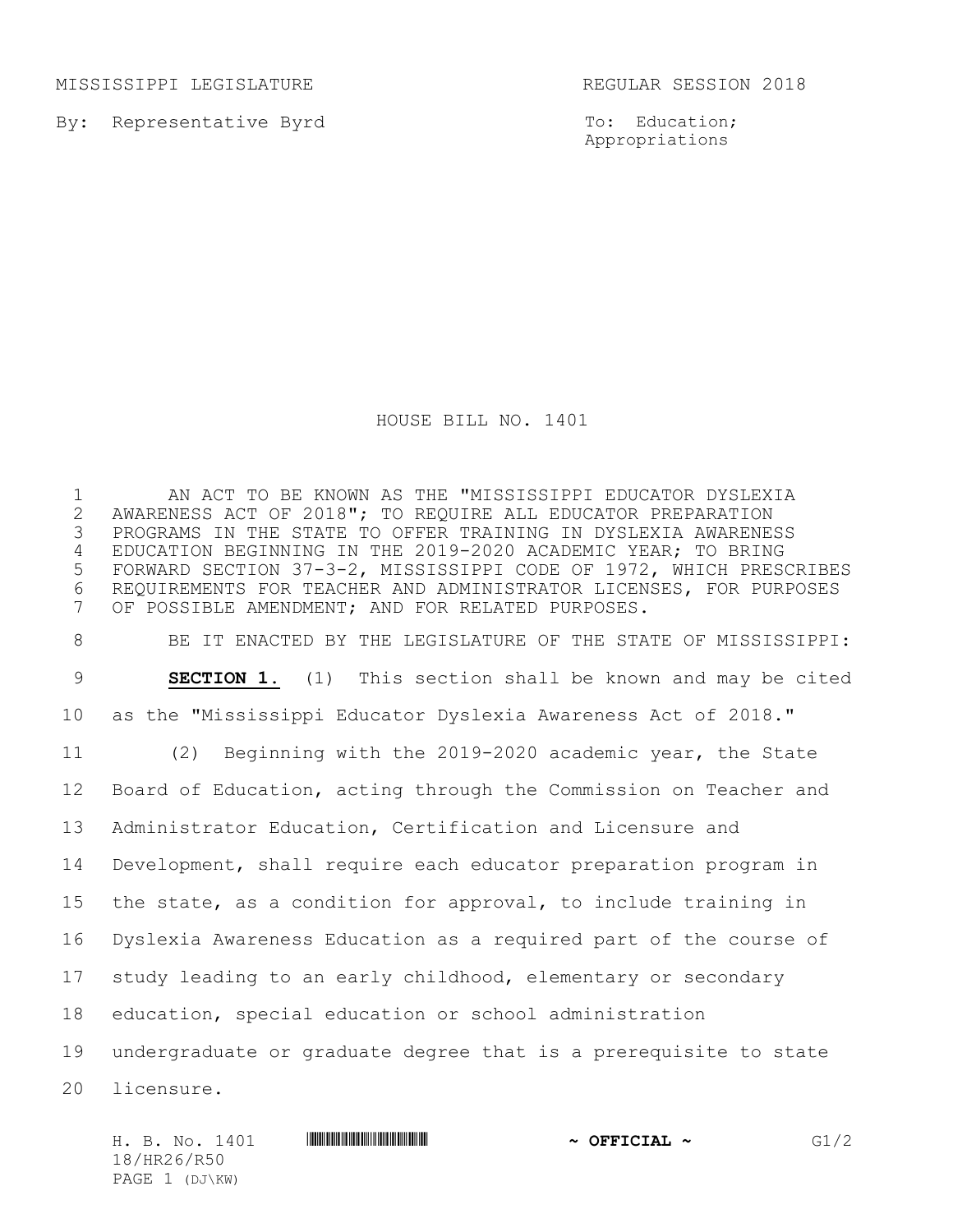MISSISSIPPI LEGISLATURE REGULAR SESSION 2018

By: Representative Byrd

To: Education; Appropriations

# HOUSE BILL NO. 1401

AN ACT TO BE KNOWN AS THE "MISSISSIPPI EDUCATOR DYSLEXIA AWARENESS ACT OF 2018"; TO REQUIRE ALL EDUCATOR PREPARATION PROGRAMS IN THE STATE TO OFFER TRAINING IN DYSLEXIA AWARENESS EDUCATION BEGINNING IN THE 2019-2020 ACADEMIC YEAR; TO BRING FORWARD SECTION 37-3-2, MISSISSIPPI CODE OF 1972, WHICH PRESCRIBES REQUIREMENTS FOR TEACHER AND ADMINISTRATOR LICENSES, FOR PURPOSES OF POSSIBLE AMENDMENT; AND FOR RELATED PURPOSES.

BE IT ENACTED BY THE LEGISLATURE OF THE STATE OF MISSISSIPPI:

**SECTION 1.** (1) This section shall be known and may be cited as the "Mississippi Educator Dyslexia Awareness Act of 2018."

(2) Beginning with the 2019-2020 academic year, the State Board of Education, acting through the Commission on Teacher and Administrator Education, Certification and Licensure and Development, shall require each educator preparation program in the state, as a condition for approval, to include training in Dyslexia Awareness Education as a required part of the course of study leading to an early childhood, elementary or secondary education, special education or school administration undergraduate or graduate degree that is a prerequisite to state licensure.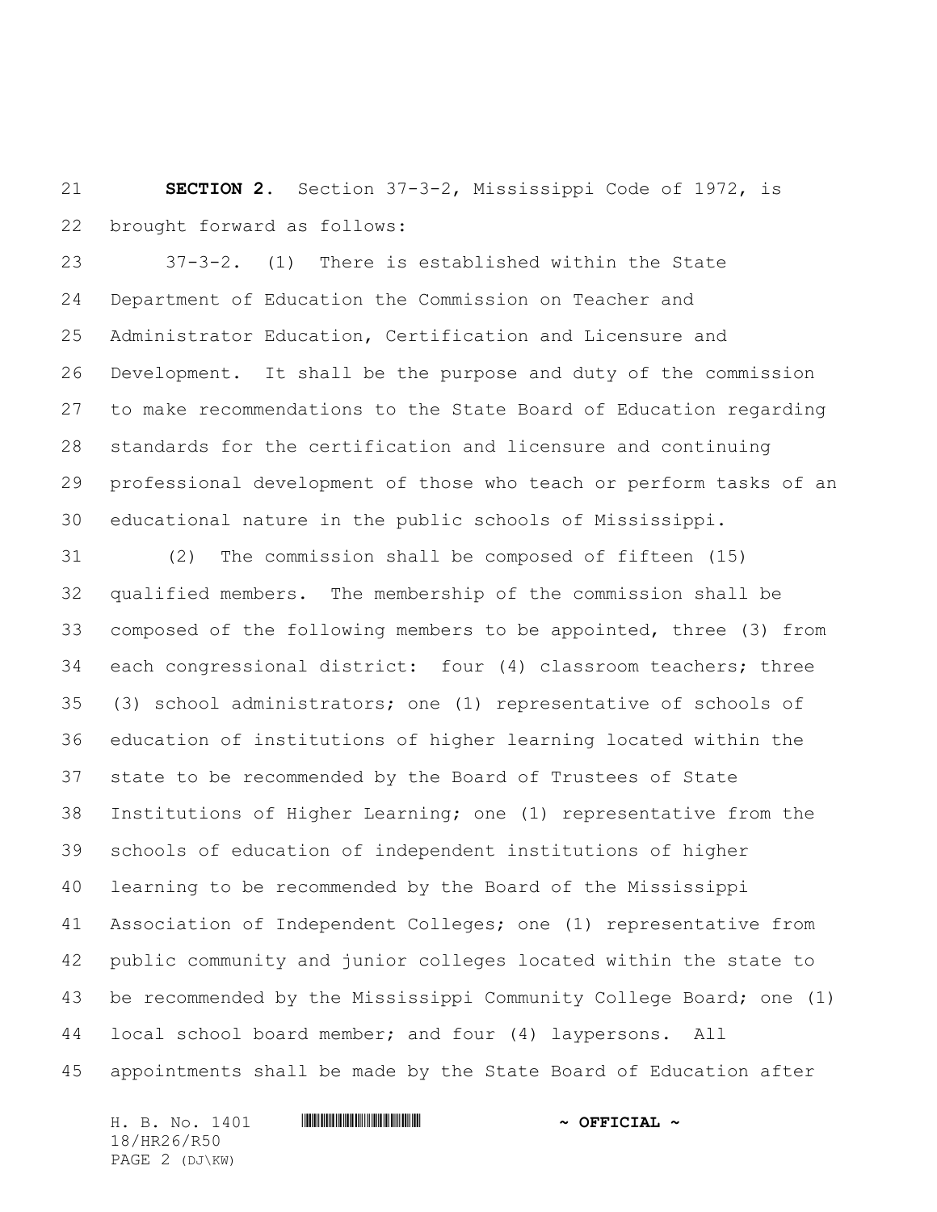**SECTION 2.** Section 37-3-2, Mississippi Code of 1972, is brought forward as follows:

37-3-2. (1) There is established within the State Department of Education the Commission on Teacher and Administrator Education, Certification and Licensure and Development. It shall be the purpose and duty of the commission to make recommendations to the State Board of Education regarding standards for the certification and licensure and continuing professional development of those who teach or perform tasks of an educational nature in the public schools of Mississippi.

(2) The commission shall be composed of fifteen (15) qualified members. The membership of the commission shall be composed of the following members to be appointed, three (3) from each congressional district: four (4) classroom teachers; three (3) school administrators; one (1) representative of schools of education of institutions of higher learning located within the state to be recommended by the Board of Trustees of State Institutions of Higher Learning; one (1) representative from the schools of education of independent institutions of higher learning to be recommended by the Board of the Mississippi Association of Independent Colleges; one (1) representative from public community and junior colleges located within the state to be recommended by the Mississippi Community College Board; one (1) local school board member; and four (4) laypersons. All appointments shall be made by the State Board of Education after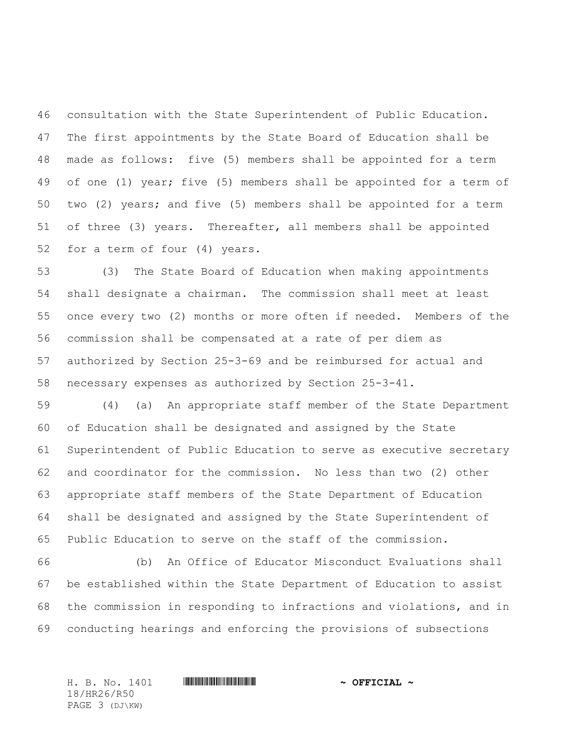consultation with the State Superintendent of Public Education. The first appointments by the State Board of Education shall be made as follows: five (5) members shall be appointed for a term of one (1) year; five (5) members shall be appointed for a term of two (2) years; and five (5) members shall be appointed for a term of three (3) years. Thereafter, all members shall be appointed for a term of four (4) years.

(3) The State Board of Education when making appointments shall designate a chairman. The commission shall meet at least once every two (2) months or more often if needed. Members of the commission shall be compensated at a rate of per diem as authorized by Section 25-3-69 and be reimbursed for actual and necessary expenses as authorized by Section 25-3-41.

(4) (a) An appropriate staff member of the State Department of Education shall be designated and assigned by the State Superintendent of Public Education to serve as executive secretary and coordinator for the commission. No less than two (2) other appropriate staff members of the State Department of Education shall be designated and assigned by the State Superintendent of Public Education to serve on the staff of the commission.

(b) An Office of Educator Misconduct Evaluations shall be established within the State Department of Education to assist the commission in responding to infractions and violations, and in conducting hearings and enforcing the provisions of subsections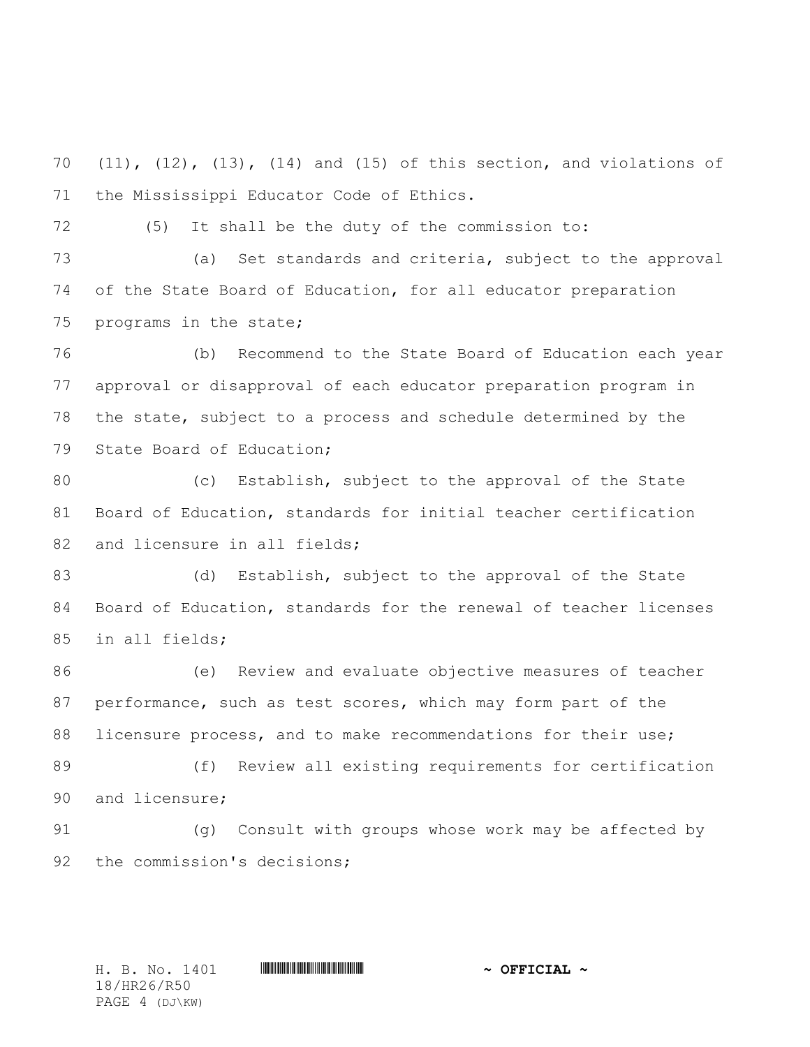(11), (12), (13), (14) and (15) of this section, and violations of the Mississippi Educator Code of Ethics.

(5) It shall be the duty of the commission to:

(a) Set standards and criteria, subject to the approval of the State Board of Education, for all educator preparation programs in the state;

(b) Recommend to the State Board of Education each year approval or disapproval of each educator preparation program in the state, subject to a process and schedule determined by the State Board of Education;

(c) Establish, subject to the approval of the State Board of Education, standards for initial teacher certification and licensure in all fields;

(d) Establish, subject to the approval of the State Board of Education, standards for the renewal of teacher licenses in all fields;

(e) Review and evaluate objective measures of teacher performance, such as test scores, which may form part of the licensure process, and to make recommendations for their use;

(f) Review all existing requirements for certification and licensure;

(g) Consult with groups whose work may be affected by the commission's decisions;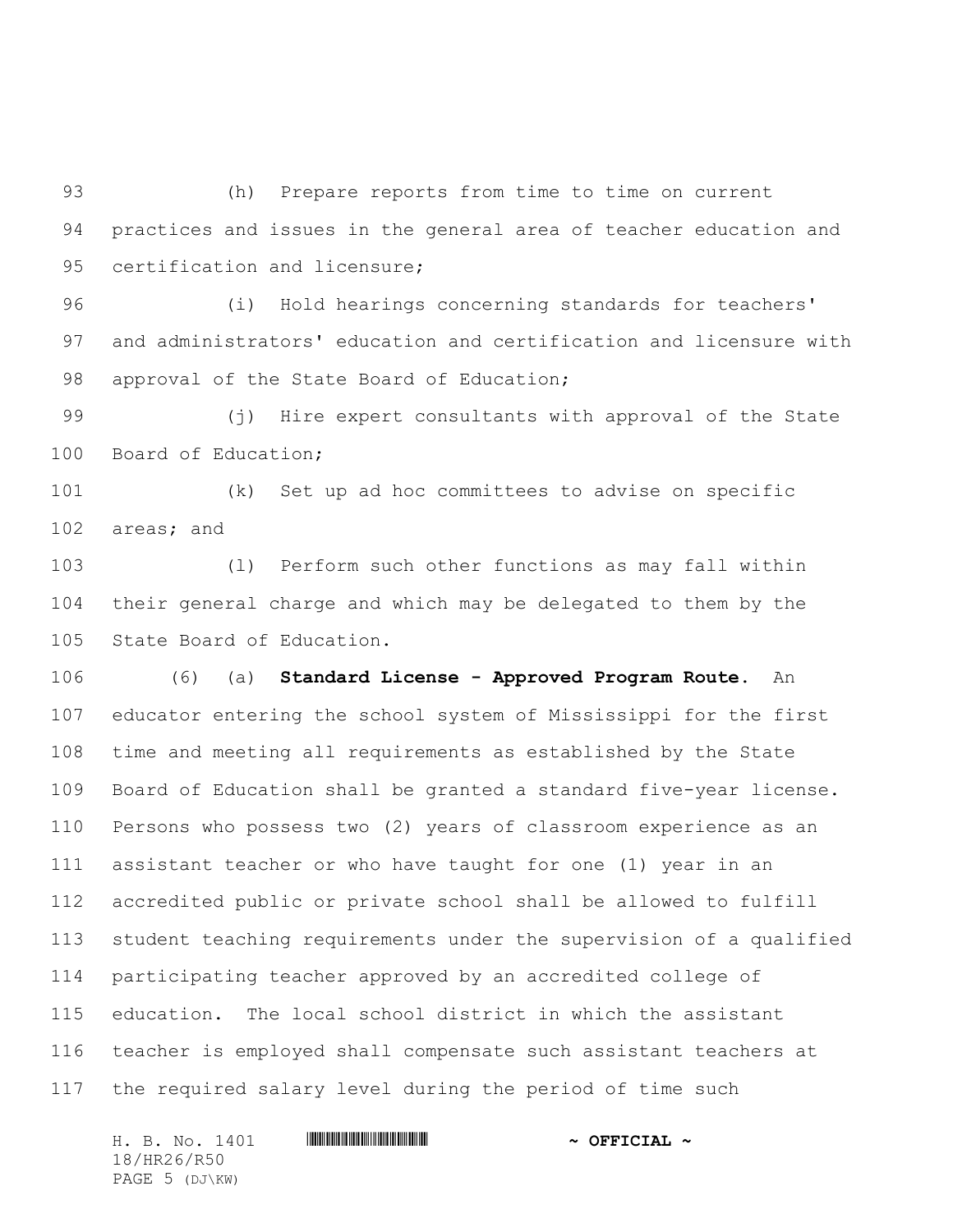(h) Prepare reports from time to time on current practices and issues in the general area of teacher education and certification and licensure;

(i) Hold hearings concerning standards for teachers' and administrators' education and certification and licensure with approval of the State Board of Education;

(j) Hire expert consultants with approval of the State Board of Education;

(k) Set up ad hoc committees to advise on specific areas; and

(l) Perform such other functions as may fall within their general charge and which may be delegated to them by the State Board of Education.

(6) (a) **Standard License - Approved Program Route.** An educator entering the school system of Mississippi for the first time and meeting all requirements as established by the State Board of Education shall be granted a standard five-year license. Persons who possess two (2) years of classroom experience as an assistant teacher or who have taught for one (1) year in an accredited public or private school shall be allowed to fulfill student teaching requirements under the supervision of a qualified participating teacher approved by an accredited college of education. The local school district in which the assistant teacher is employed shall compensate such assistant teachers at the required salary level during the period of time such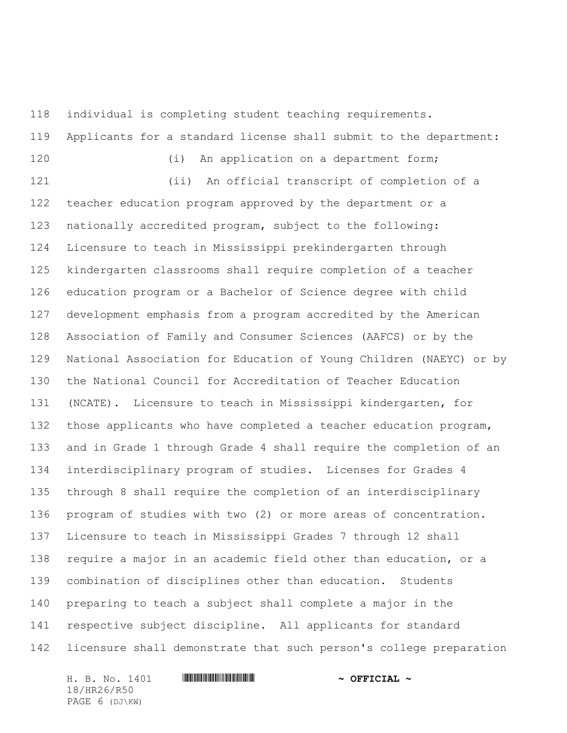individual is completing student teaching requirements. Applicants for a standard license shall submit to the department:

(i) An application on a department form;

(ii) An official transcript of completion of a teacher education program approved by the department or a nationally accredited program, subject to the following: Licensure to teach in Mississippi prekindergarten through kindergarten classrooms shall require completion of a teacher education program or a Bachelor of Science degree with child development emphasis from a program accredited by the American Association of Family and Consumer Sciences (AAFCS) or by the National Association for Education of Young Children (NAEYC) or by the National Council for Accreditation of Teacher Education (NCATE). Licensure to teach in Mississippi kindergarten, for those applicants who have completed a teacher education program, and in Grade 1 through Grade 4 shall require the completion of an interdisciplinary program of studies. Licenses for Grades 4 through 8 shall require the completion of an interdisciplinary program of studies with two (2) or more areas of concentration. Licensure to teach in Mississippi Grades 7 through 12 shall require a major in an academic field other than education, or a combination of disciplines other than education. Students preparing to teach a subject shall complete a major in the respective subject discipline. All applicants for standard licensure shall demonstrate that such person's college preparation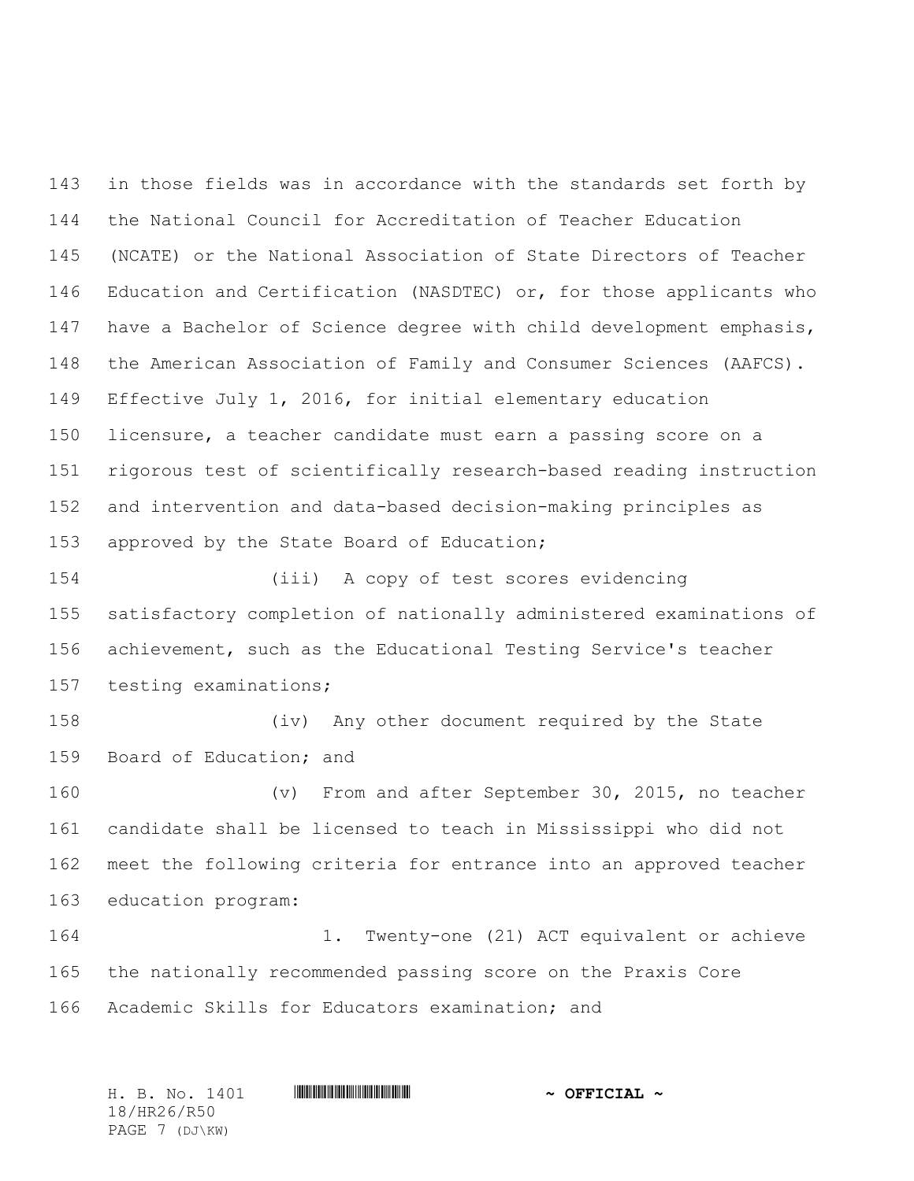in those fields was in accordance with the standards set forth by the National Council for Accreditation of Teacher Education (NCATE) or the National Association of State Directors of Teacher Education and Certification (NASDTEC) or, for those applicants who have a Bachelor of Science degree with child development emphasis, the American Association of Family and Consumer Sciences (AAFCS). Effective July 1, 2016, for initial elementary education licensure, a teacher candidate must earn a passing score on a rigorous test of scientifically research-based reading instruction and intervention and data-based decision-making principles as approved by the State Board of Education;

(iii) A copy of test scores evidencing satisfactory completion of nationally administered examinations of achievement, such as the Educational Testing Service's teacher testing examinations;

(iv) Any other document required by the State Board of Education; and

(v) From and after September 30, 2015, no teacher candidate shall be licensed to teach in Mississippi who did not meet the following criteria for entrance into an approved teacher education program:

1. Twenty-one (21) ACT equivalent or achieve the nationally recommended passing score on the Praxis Core Academic Skills for Educators examination; and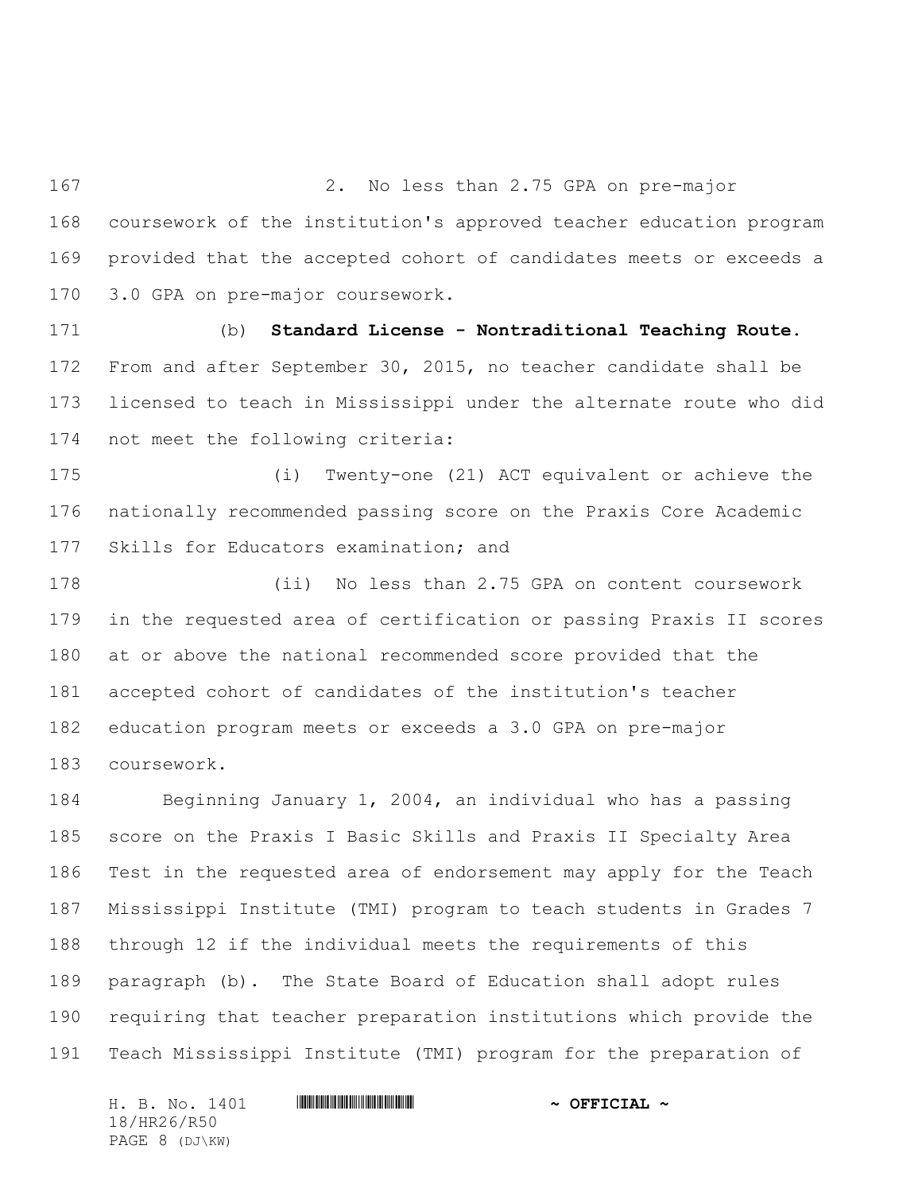2. No less than 2.75 GPA on pre-major coursework of the institution's approved teacher education program provided that the accepted cohort of candidates meets or exceeds a 3.0 GPA on pre-major coursework.

(b) **Standard License - Nontraditional Teaching Route.** From and after September 30, 2015, no teacher candidate shall be licensed to teach in Mississippi under the alternate route who did not meet the following criteria:

(i) Twenty-one (21) ACT equivalent or achieve the nationally recommended passing score on the Praxis Core Academic Skills for Educators examination; and

(ii) No less than 2.75 GPA on content coursework in the requested area of certification or passing Praxis II scores at or above the national recommended score provided that the accepted cohort of candidates of the institution's teacher education program meets or exceeds a 3.0 GPA on pre-major coursework.

Beginning January 1, 2004, an individual who has a passing score on the Praxis I Basic Skills and Praxis II Specialty Area Test in the requested area of endorsement may apply for the Teach Mississippi Institute (TMI) program to teach students in Grades 7 through 12 if the individual meets the requirements of this paragraph (b). The State Board of Education shall adopt rules requiring that teacher preparation institutions which provide the Teach Mississippi Institute (TMI) program for the preparation of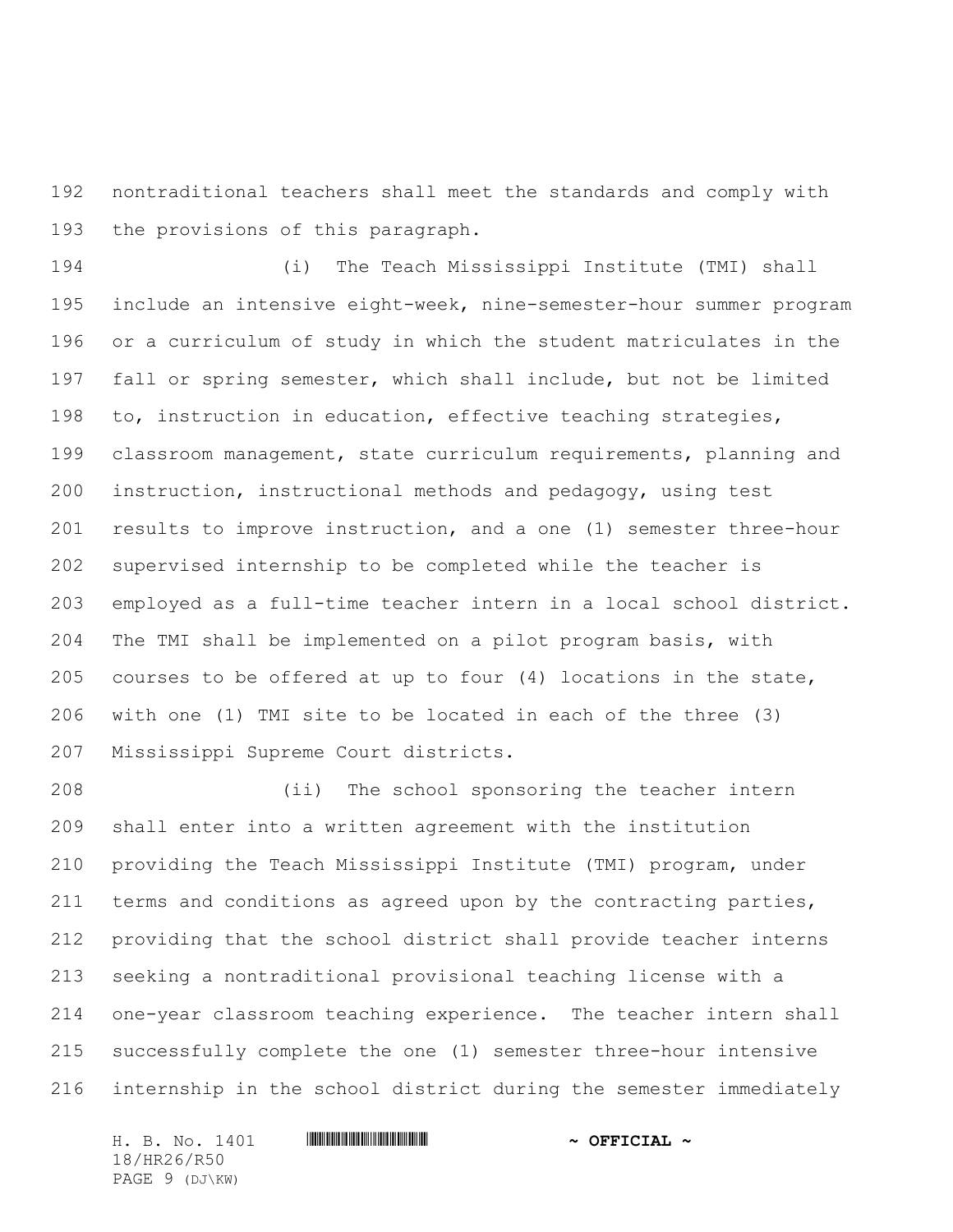nontraditional teachers shall meet the standards and comply with the provisions of this paragraph.

(i) The Teach Mississippi Institute (TMI) shall include an intensive eight-week, nine-semester-hour summer program or a curriculum of study in which the student matriculates in the fall or spring semester, which shall include, but not be limited to, instruction in education, effective teaching strategies, classroom management, state curriculum requirements, planning and instruction, instructional methods and pedagogy, using test results to improve instruction, and a one (1) semester three-hour supervised internship to be completed while the teacher is employed as a full-time teacher intern in a local school district. The TMI shall be implemented on a pilot program basis, with courses to be offered at up to four (4) locations in the state, with one (1) TMI site to be located in each of the three (3) Mississippi Supreme Court districts.

(ii) The school sponsoring the teacher intern shall enter into a written agreement with the institution providing the Teach Mississippi Institute (TMI) program, under terms and conditions as agreed upon by the contracting parties, providing that the school district shall provide teacher interns seeking a nontraditional provisional teaching license with a one-year classroom teaching experience. The teacher intern shall successfully complete the one (1) semester three-hour intensive internship in the school district during the semester immediately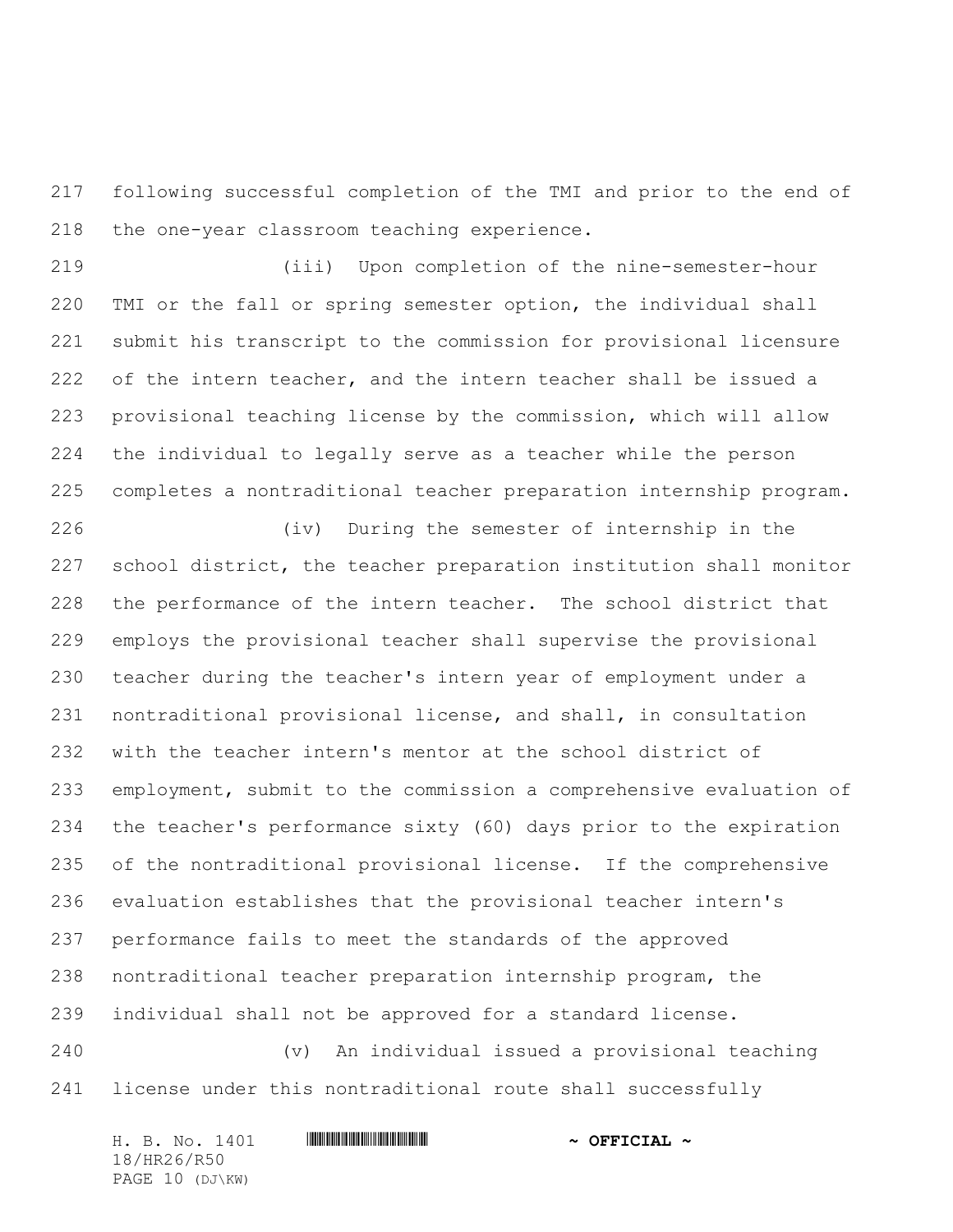following successful completion of the TMI and prior to the end of the one-year classroom teaching experience.

(iii) Upon completion of the nine-semester-hour TMI or the fall or spring semester option, the individual shall submit his transcript to the commission for provisional licensure of the intern teacher, and the intern teacher shall be issued a provisional teaching license by the commission, which will allow the individual to legally serve as a teacher while the person completes a nontraditional teacher preparation internship program.

(iv) During the semester of internship in the school district, the teacher preparation institution shall monitor the performance of the intern teacher. The school district that employs the provisional teacher shall supervise the provisional teacher during the teacher's intern year of employment under a nontraditional provisional license, and shall, in consultation with the teacher intern's mentor at the school district of employment, submit to the commission a comprehensive evaluation of the teacher's performance sixty (60) days prior to the expiration of the nontraditional provisional license. If the comprehensive evaluation establishes that the provisional teacher intern's performance fails to meet the standards of the approved nontraditional teacher preparation internship program, the individual shall not be approved for a standard license.

(v) An individual issued a provisional teaching license under this nontraditional route shall successfully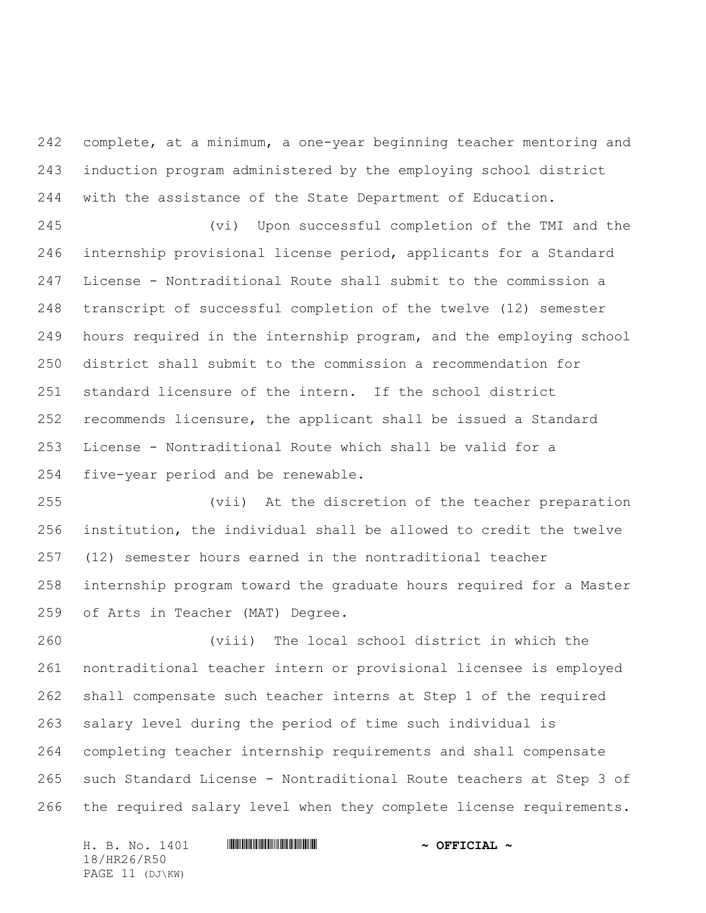complete, at a minimum, a one-year beginning teacher mentoring and induction program administered by the employing school district with the assistance of the State Department of Education.

(vi) Upon successful completion of the TMI and the internship provisional license period, applicants for a Standard License - Nontraditional Route shall submit to the commission a transcript of successful completion of the twelve (12) semester hours required in the internship program, and the employing school district shall submit to the commission a recommendation for standard licensure of the intern. If the school district recommends licensure, the applicant shall be issued a Standard License - Nontraditional Route which shall be valid for a five-year period and be renewable.

(vii) At the discretion of the teacher preparation institution, the individual shall be allowed to credit the twelve (12) semester hours earned in the nontraditional teacher internship program toward the graduate hours required for a Master of Arts in Teacher (MAT) Degree.

(viii) The local school district in which the nontraditional teacher intern or provisional licensee is employed shall compensate such teacher interns at Step 1 of the required salary level during the period of time such individual is completing teacher internship requirements and shall compensate such Standard License - Nontraditional Route teachers at Step 3 of the required salary level when they complete license requirements.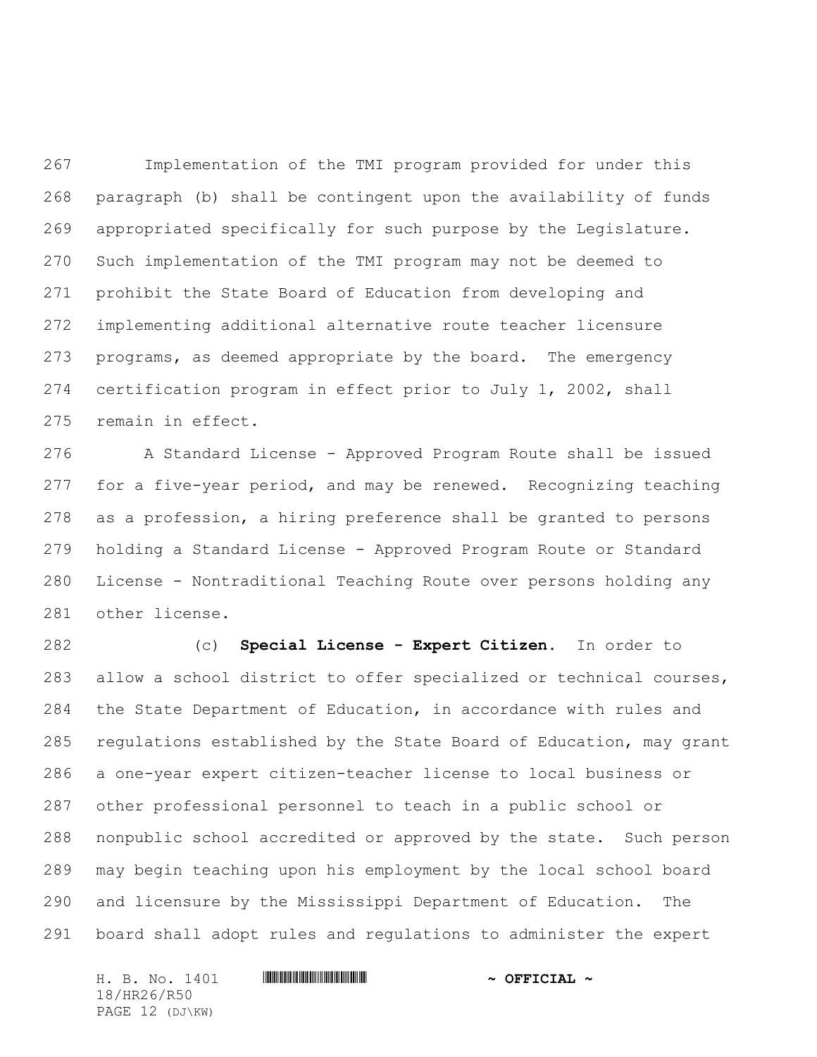Implementation of the TMI program provided for under this paragraph (b) shall be contingent upon the availability of funds appropriated specifically for such purpose by the Legislature. Such implementation of the TMI program may not be deemed to prohibit the State Board of Education from developing and implementing additional alternative route teacher licensure programs, as deemed appropriate by the board. The emergency certification program in effect prior to July 1, 2002, shall remain in effect.

A Standard License - Approved Program Route shall be issued for a five-year period, and may be renewed. Recognizing teaching as a profession, a hiring preference shall be granted to persons holding a Standard License - Approved Program Route or Standard License - Nontraditional Teaching Route over persons holding any other license.

(c) **Special License - Expert Citizen.** In order to allow a school district to offer specialized or technical courses, the State Department of Education, in accordance with rules and regulations established by the State Board of Education, may grant a one-year expert citizen-teacher license to local business or other professional personnel to teach in a public school or nonpublic school accredited or approved by the state. Such person may begin teaching upon his employment by the local school board and licensure by the Mississippi Department of Education. The board shall adopt rules and regulations to administer the expert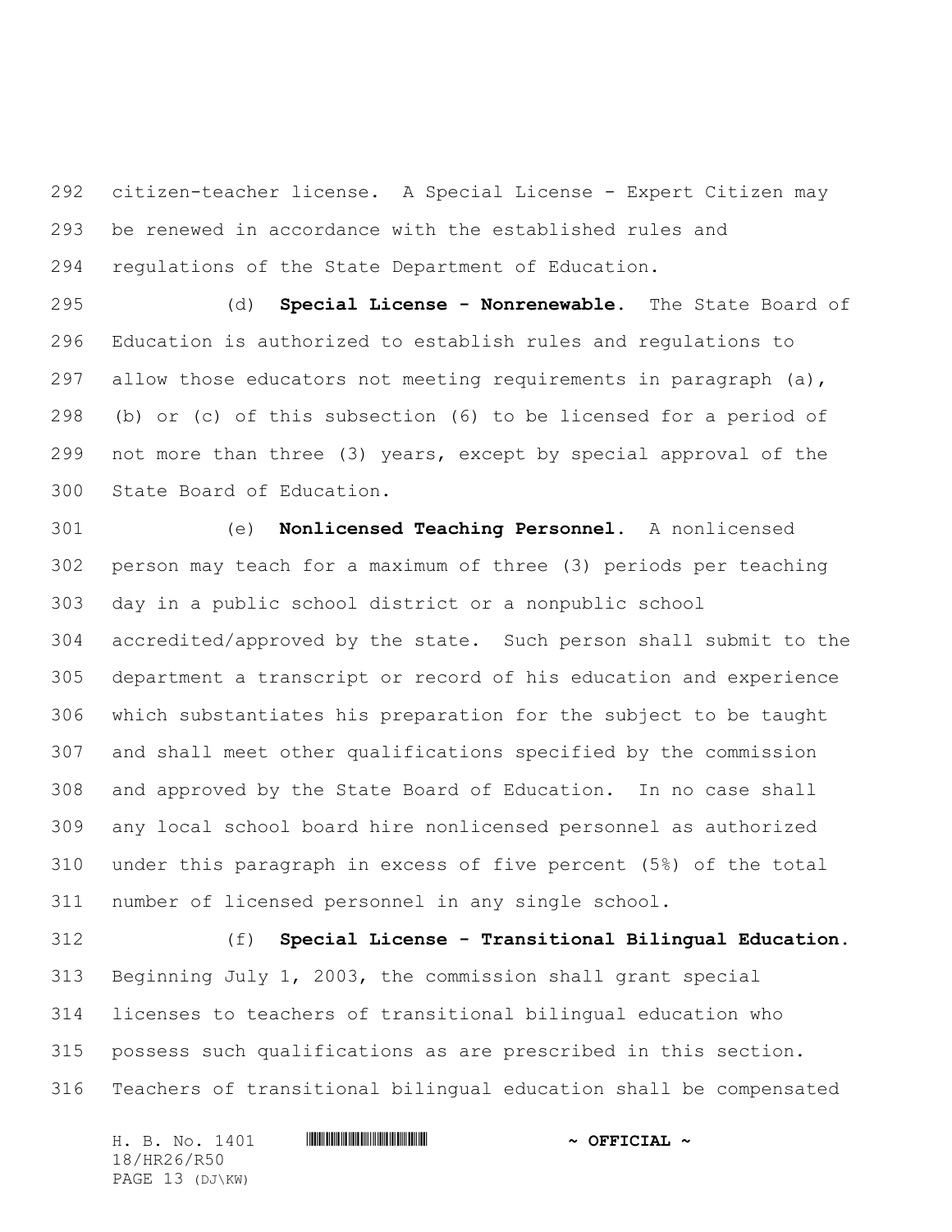citizen-teacher license. A Special License - Expert Citizen may be renewed in accordance with the established rules and regulations of the State Department of Education.

(d) **Special License - Nonrenewable.** The State Board of Education is authorized to establish rules and regulations to allow those educators not meeting requirements in paragraph (a), (b) or (c) of this subsection (6) to be licensed for a period of not more than three (3) years, except by special approval of the State Board of Education.

(e) **Nonlicensed Teaching Personnel.** A nonlicensed person may teach for a maximum of three (3) periods per teaching day in a public school district or a nonpublic school accredited/approved by the state. Such person shall submit to the department a transcript or record of his education and experience which substantiates his preparation for the subject to be taught and shall meet other qualifications specified by the commission and approved by the State Board of Education. In no case shall any local school board hire nonlicensed personnel as authorized under this paragraph in excess of five percent (5%) of the total number of licensed personnel in any single school.

(f) **Special License - Transitional Bilingual Education.** Beginning July 1, 2003, the commission shall grant special licenses to teachers of transitional bilingual education who possess such qualifications as are prescribed in this section. Teachers of transitional bilingual education shall be compensated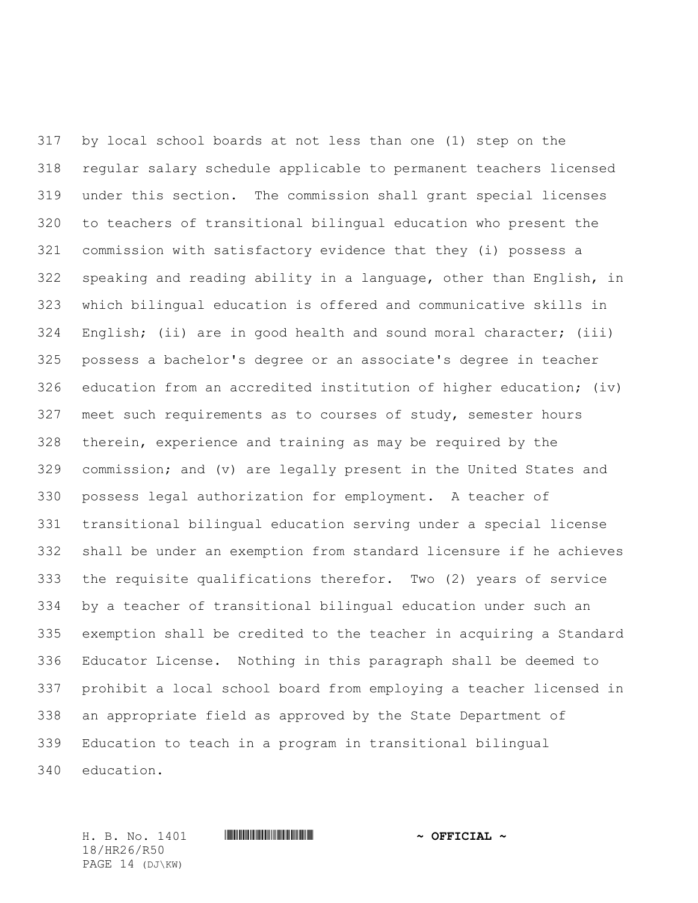by local school boards at not less than one (1) step on the regular salary schedule applicable to permanent teachers licensed under this section. The commission shall grant special licenses to teachers of transitional bilingual education who present the commission with satisfactory evidence that they (i) possess a speaking and reading ability in a language, other than English, in which bilingual education is offered and communicative skills in English; (ii) are in good health and sound moral character; (iii) possess a bachelor's degree or an associate's degree in teacher education from an accredited institution of higher education; (iv) meet such requirements as to courses of study, semester hours therein, experience and training as may be required by the commission; and (v) are legally present in the United States and possess legal authorization for employment. A teacher of transitional bilingual education serving under a special license shall be under an exemption from standard licensure if he achieves the requisite qualifications therefor. Two (2) years of service by a teacher of transitional bilingual education under such an exemption shall be credited to the teacher in acquiring a Standard Educator License. Nothing in this paragraph shall be deemed to prohibit a local school board from employing a teacher licensed in an appropriate field as approved by the State Department of Education to teach in a program in transitional bilingual education.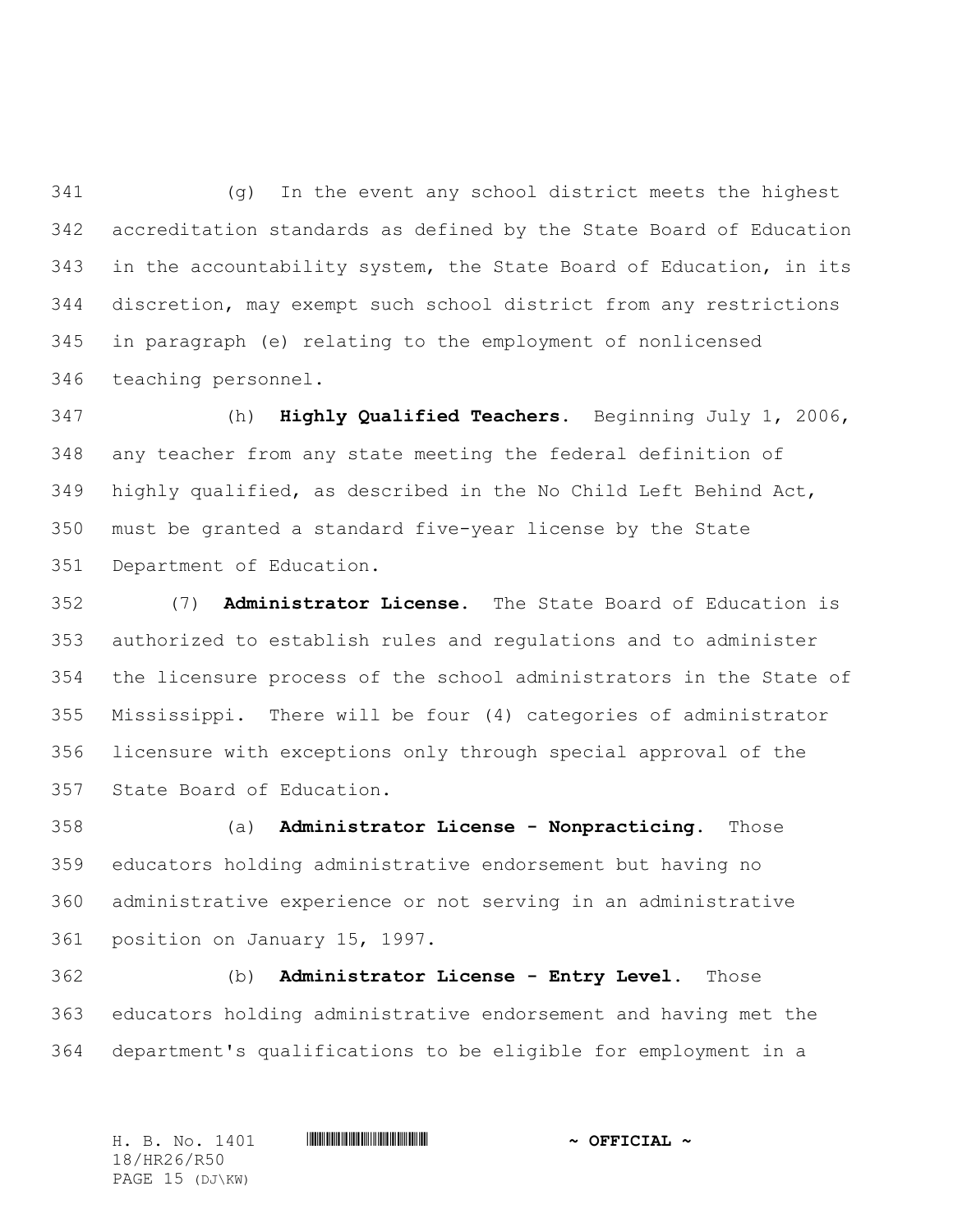(g) In the event any school district meets the highest accreditation standards as defined by the State Board of Education in the accountability system, the State Board of Education, in its discretion, may exempt such school district from any restrictions in paragraph (e) relating to the employment of nonlicensed teaching personnel.

(h) **Highly Qualified Teachers.** Beginning July 1, 2006, any teacher from any state meeting the federal definition of highly qualified, as described in the No Child Left Behind Act, must be granted a standard five-year license by the State Department of Education.

(7) **Administrator License.** The State Board of Education is authorized to establish rules and regulations and to administer the licensure process of the school administrators in the State of Mississippi. There will be four (4) categories of administrator licensure with exceptions only through special approval of the State Board of Education.

(a) **Administrator License - Nonpracticing.** Those educators holding administrative endorsement but having no administrative experience or not serving in an administrative position on January 15, 1997.

(b) **Administrator License - Entry Level.** Those educators holding administrative endorsement and having met the department's qualifications to be eligible for employment in a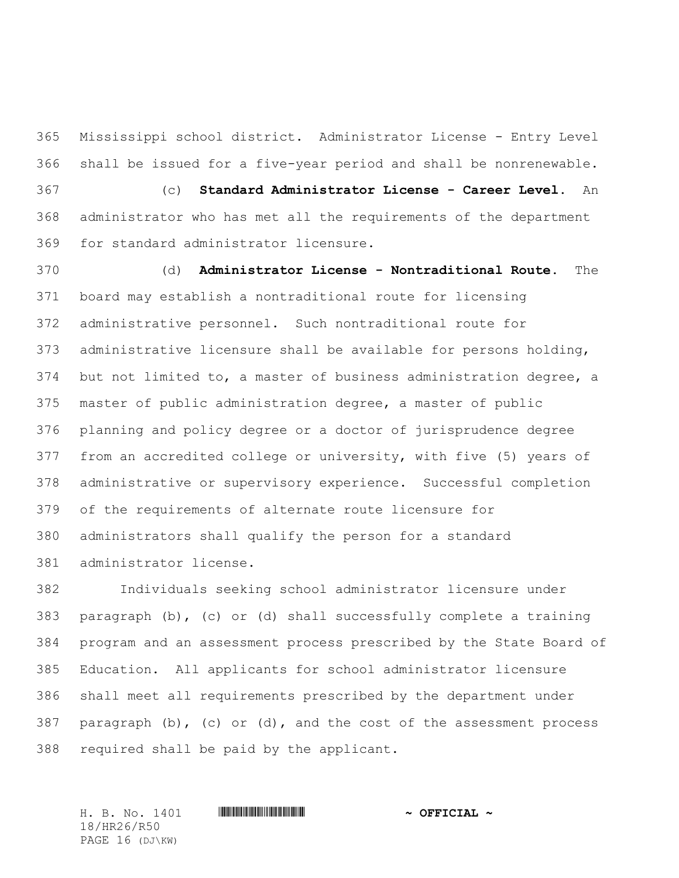Mississippi school district. Administrator License - Entry Level shall be issued for a five-year period and shall be nonrenewable.

(c) **Standard Administrator License - Career Level.** An administrator who has met all the requirements of the department for standard administrator licensure.

(d) **Administrator License - Nontraditional Route.** The board may establish a nontraditional route for licensing administrative personnel. Such nontraditional route for administrative licensure shall be available for persons holding, but not limited to, a master of business administration degree, a master of public administration degree, a master of public planning and policy degree or a doctor of jurisprudence degree from an accredited college or university, with five (5) years of administrative or supervisory experience. Successful completion of the requirements of alternate route licensure for administrators shall qualify the person for a standard administrator license.

Individuals seeking school administrator licensure under paragraph (b), (c) or (d) shall successfully complete a training program and an assessment process prescribed by the State Board of Education. All applicants for school administrator licensure shall meet all requirements prescribed by the department under paragraph (b), (c) or (d), and the cost of the assessment process required shall be paid by the applicant.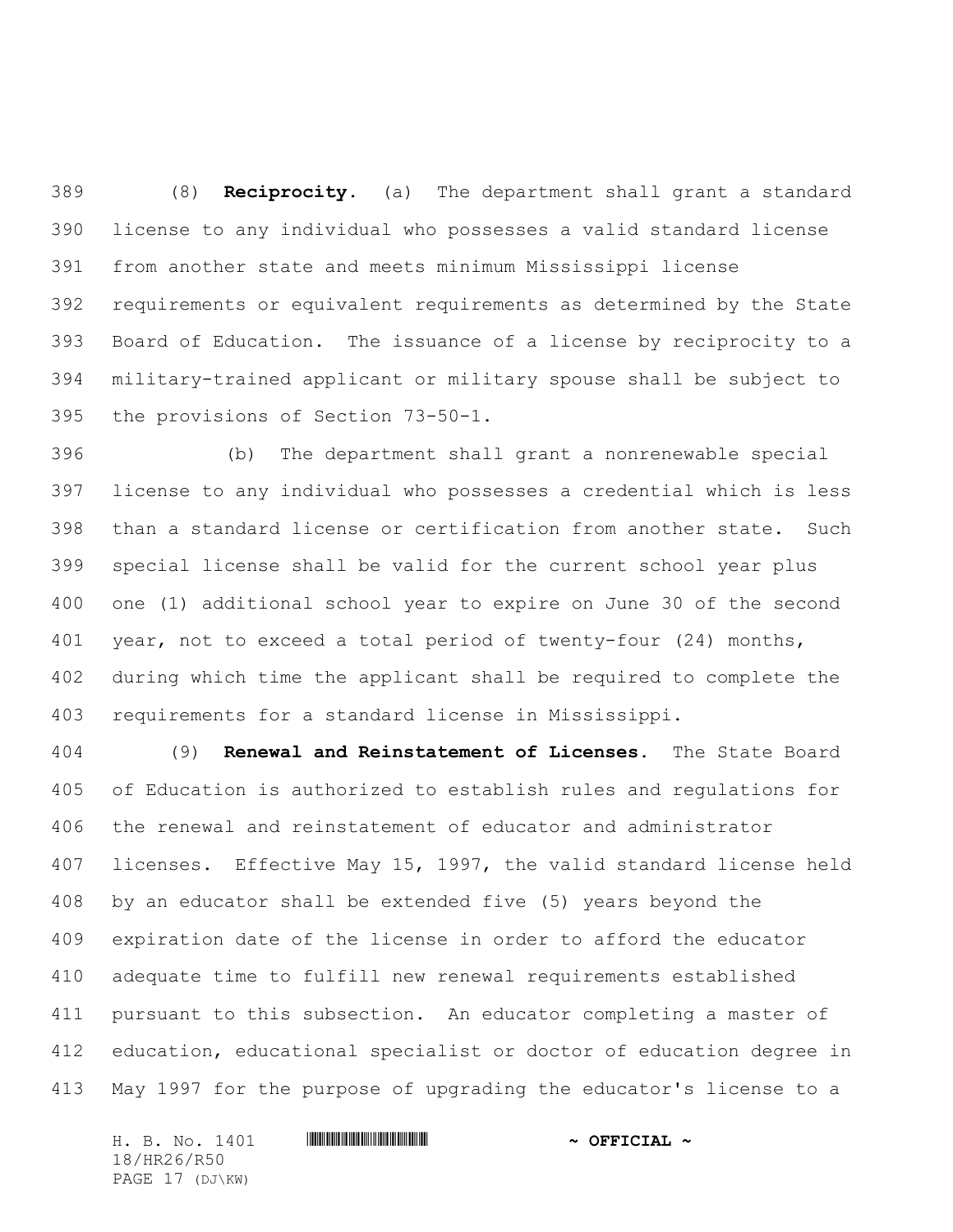(8) **Reciprocity.** (a) The department shall grant a standard license to any individual who possesses a valid standard license from another state and meets minimum Mississippi license requirements or equivalent requirements as determined by the State Board of Education. The issuance of a license by reciprocity to a military-trained applicant or military spouse shall be subject to the provisions of Section 73-50-1.

(b) The department shall grant a nonrenewable special license to any individual who possesses a credential which is less than a standard license or certification from another state. Such special license shall be valid for the current school year plus one (1) additional school year to expire on June 30 of the second year, not to exceed a total period of twenty-four (24) months, during which time the applicant shall be required to complete the requirements for a standard license in Mississippi.

(9) **Renewal and Reinstatement of Licenses.** The State Board of Education is authorized to establish rules and regulations for the renewal and reinstatement of educator and administrator licenses. Effective May 15, 1997, the valid standard license held by an educator shall be extended five (5) years beyond the expiration date of the license in order to afford the educator adequate time to fulfill new renewal requirements established pursuant to this subsection. An educator completing a master of education, educational specialist or doctor of education degree in May 1997 for the purpose of upgrading the educator's license to a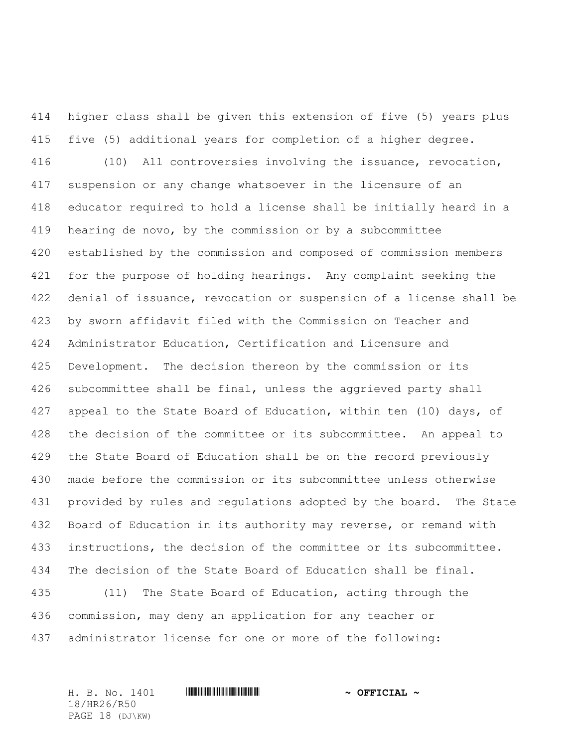higher class shall be given this extension of five (5) years plus five (5) additional years for completion of a higher degree.

(10) All controversies involving the issuance, revocation, suspension or any change whatsoever in the licensure of an educator required to hold a license shall be initially heard in a hearing de novo, by the commission or by a subcommittee established by the commission and composed of commission members for the purpose of holding hearings. Any complaint seeking the denial of issuance, revocation or suspension of a license shall be by sworn affidavit filed with the Commission on Teacher and Administrator Education, Certification and Licensure and Development. The decision thereon by the commission or its subcommittee shall be final, unless the aggrieved party shall appeal to the State Board of Education, within ten (10) days, of the decision of the committee or its subcommittee. An appeal to the State Board of Education shall be on the record previously made before the commission or its subcommittee unless otherwise provided by rules and regulations adopted by the board. The State Board of Education in its authority may reverse, or remand with instructions, the decision of the committee or its subcommittee. The decision of the State Board of Education shall be final.

(11) The State Board of Education, acting through the commission, may deny an application for any teacher or administrator license for one or more of the following: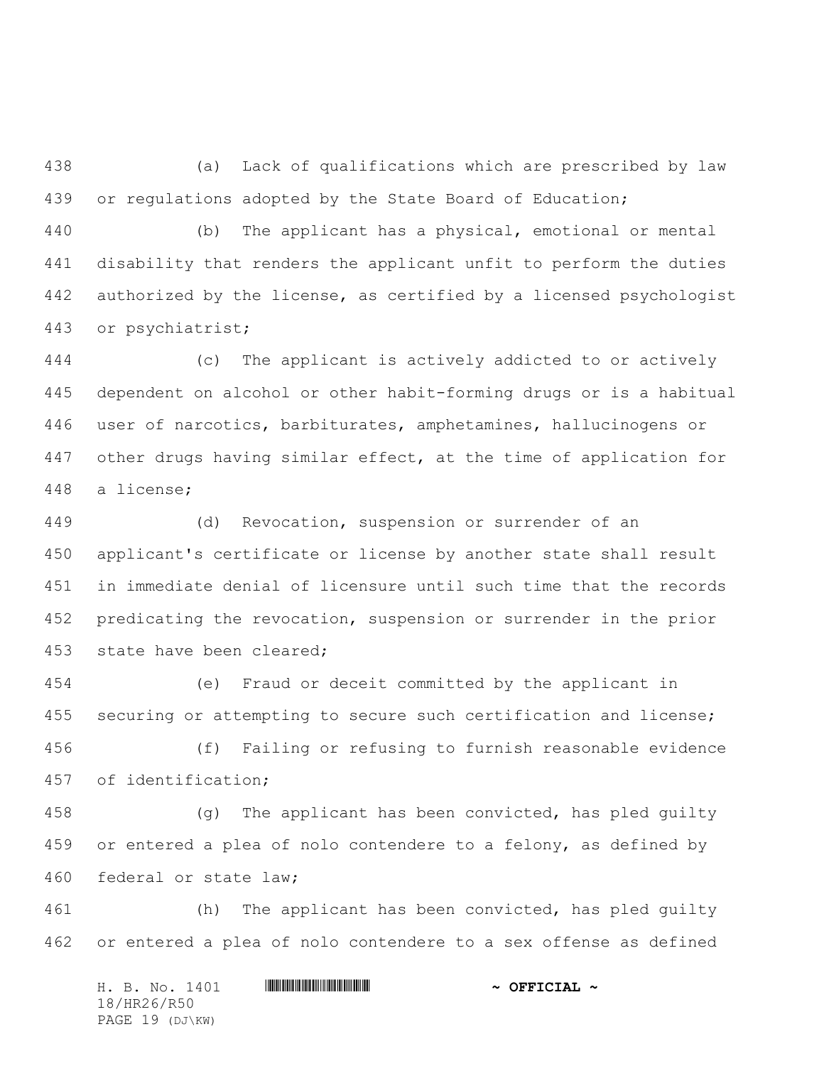(a) Lack of qualifications which are prescribed by law or regulations adopted by the State Board of Education;

(b) The applicant has a physical, emotional or mental disability that renders the applicant unfit to perform the duties authorized by the license, as certified by a licensed psychologist or psychiatrist;

(c) The applicant is actively addicted to or actively dependent on alcohol or other habit-forming drugs or is a habitual user of narcotics, barbiturates, amphetamines, hallucinogens or other drugs having similar effect, at the time of application for a license;

(d) Revocation, suspension or surrender of an applicant's certificate or license by another state shall result in immediate denial of licensure until such time that the records predicating the revocation, suspension or surrender in the prior state have been cleared;

(e) Fraud or deceit committed by the applicant in securing or attempting to secure such certification and license;

(f) Failing or refusing to furnish reasonable evidence of identification;

(g) The applicant has been convicted, has pled guilty or entered a plea of nolo contendere to a felony, as defined by federal or state law;

(h) The applicant has been convicted, has pled guilty or entered a plea of nolo contendere to a sex offense as defined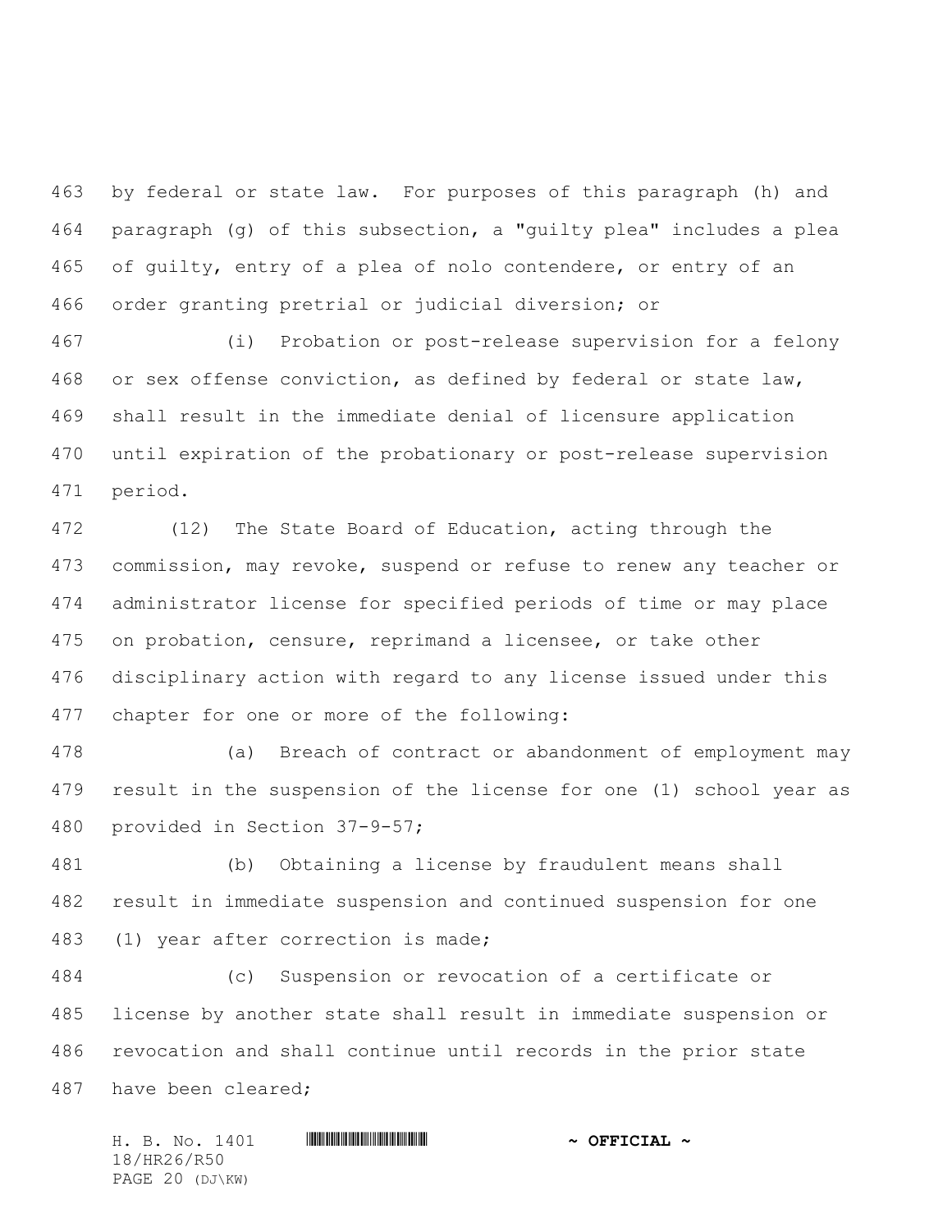by federal or state law. For purposes of this paragraph (h) and paragraph (g) of this subsection, a "guilty plea" includes a plea of guilty, entry of a plea of nolo contendere, or entry of an order granting pretrial or judicial diversion; or

(i) Probation or post-release supervision for a felony or sex offense conviction, as defined by federal or state law, shall result in the immediate denial of licensure application until expiration of the probationary or post-release supervision period.

(12) The State Board of Education, acting through the commission, may revoke, suspend or refuse to renew any teacher or administrator license for specified periods of time or may place on probation, censure, reprimand a licensee, or take other disciplinary action with regard to any license issued under this chapter for one or more of the following:

(a) Breach of contract or abandonment of employment may result in the suspension of the license for one (1) school year as provided in Section 37-9-57;

(b) Obtaining a license by fraudulent means shall result in immediate suspension and continued suspension for one (1) year after correction is made;

(c) Suspension or revocation of a certificate or license by another state shall result in immediate suspension or revocation and shall continue until records in the prior state have been cleared;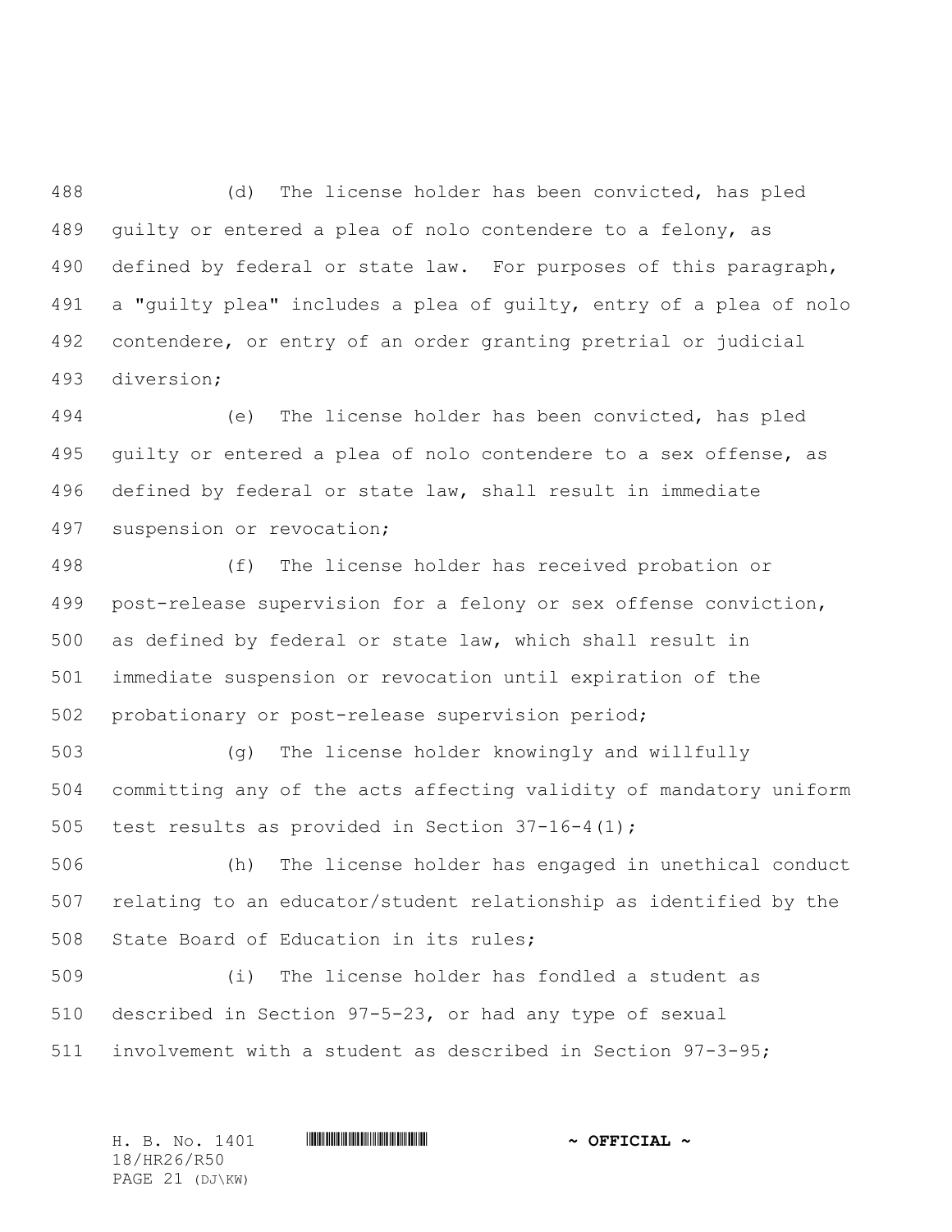(d) The license holder has been convicted, has pled guilty or entered a plea of nolo contendere to a felony, as defined by federal or state law. For purposes of this paragraph, a "guilty plea" includes a plea of guilty, entry of a plea of nolo contendere, or entry of an order granting pretrial or judicial diversion;

(e) The license holder has been convicted, has pled guilty or entered a plea of nolo contendere to a sex offense, as defined by federal or state law, shall result in immediate suspension or revocation;

(f) The license holder has received probation or post-release supervision for a felony or sex offense conviction, as defined by federal or state law, which shall result in immediate suspension or revocation until expiration of the probationary or post-release supervision period;

(g) The license holder knowingly and willfully committing any of the acts affecting validity of mandatory uniform test results as provided in Section 37-16-4(1);

(h) The license holder has engaged in unethical conduct relating to an educator/student relationship as identified by the State Board of Education in its rules;

(i) The license holder has fondled a student as described in Section 97-5-23, or had any type of sexual involvement with a student as described in Section 97-3-95;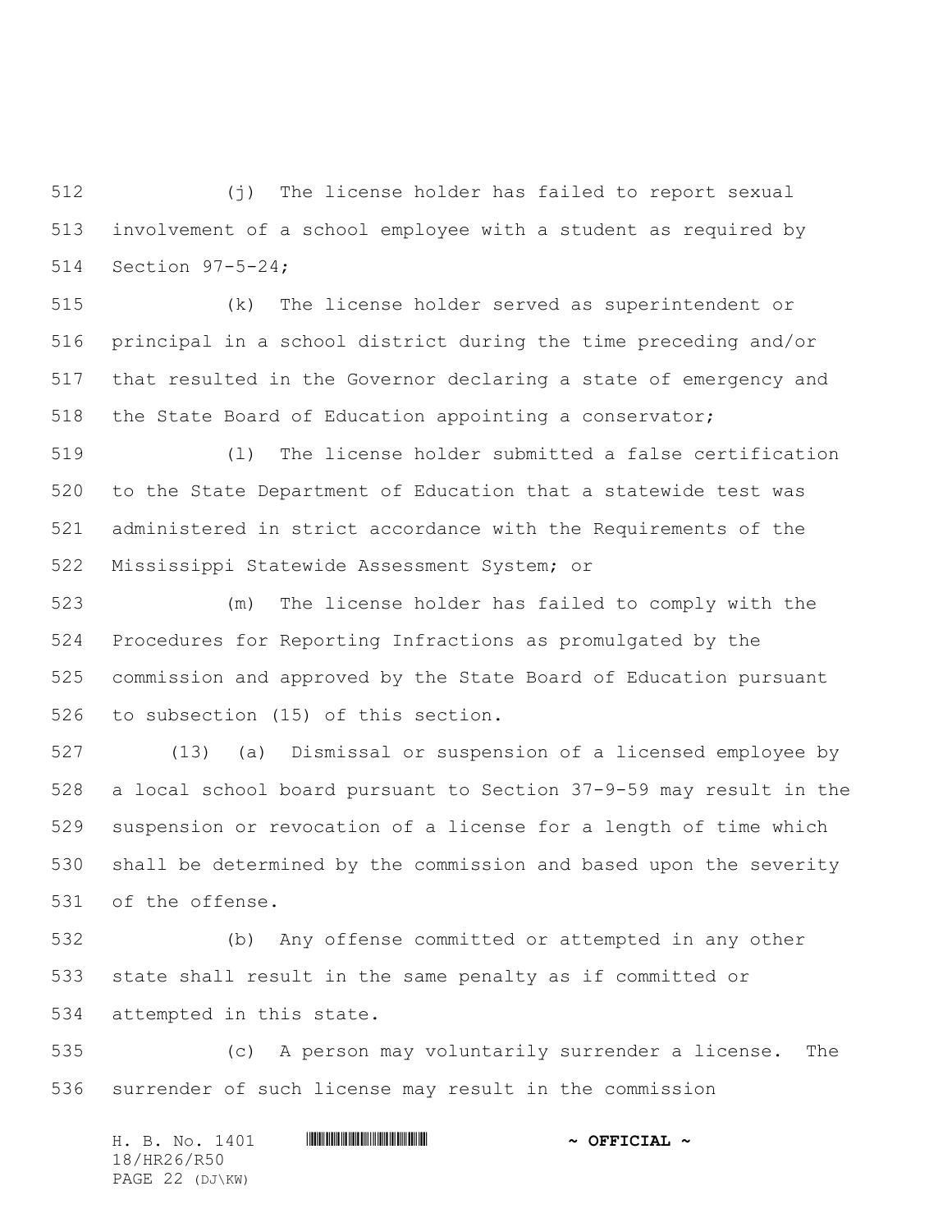(j) The license holder has failed to report sexual involvement of a school employee with a student as required by Section 97-5-24;

(k) The license holder served as superintendent or principal in a school district during the time preceding and/or that resulted in the Governor declaring a state of emergency and the State Board of Education appointing a conservator;

(l) The license holder submitted a false certification to the State Department of Education that a statewide test was administered in strict accordance with the Requirements of the Mississippi Statewide Assessment System; or

(m) The license holder has failed to comply with the Procedures for Reporting Infractions as promulgated by the commission and approved by the State Board of Education pursuant to subsection (15) of this section.

(13) (a) Dismissal or suspension of a licensed employee by a local school board pursuant to Section 37-9-59 may result in the suspension or revocation of a license for a length of time which shall be determined by the commission and based upon the severity of the offense.

(b) Any offense committed or attempted in any other state shall result in the same penalty as if committed or attempted in this state.

(c) A person may voluntarily surrender a license. The surrender of such license may result in the commission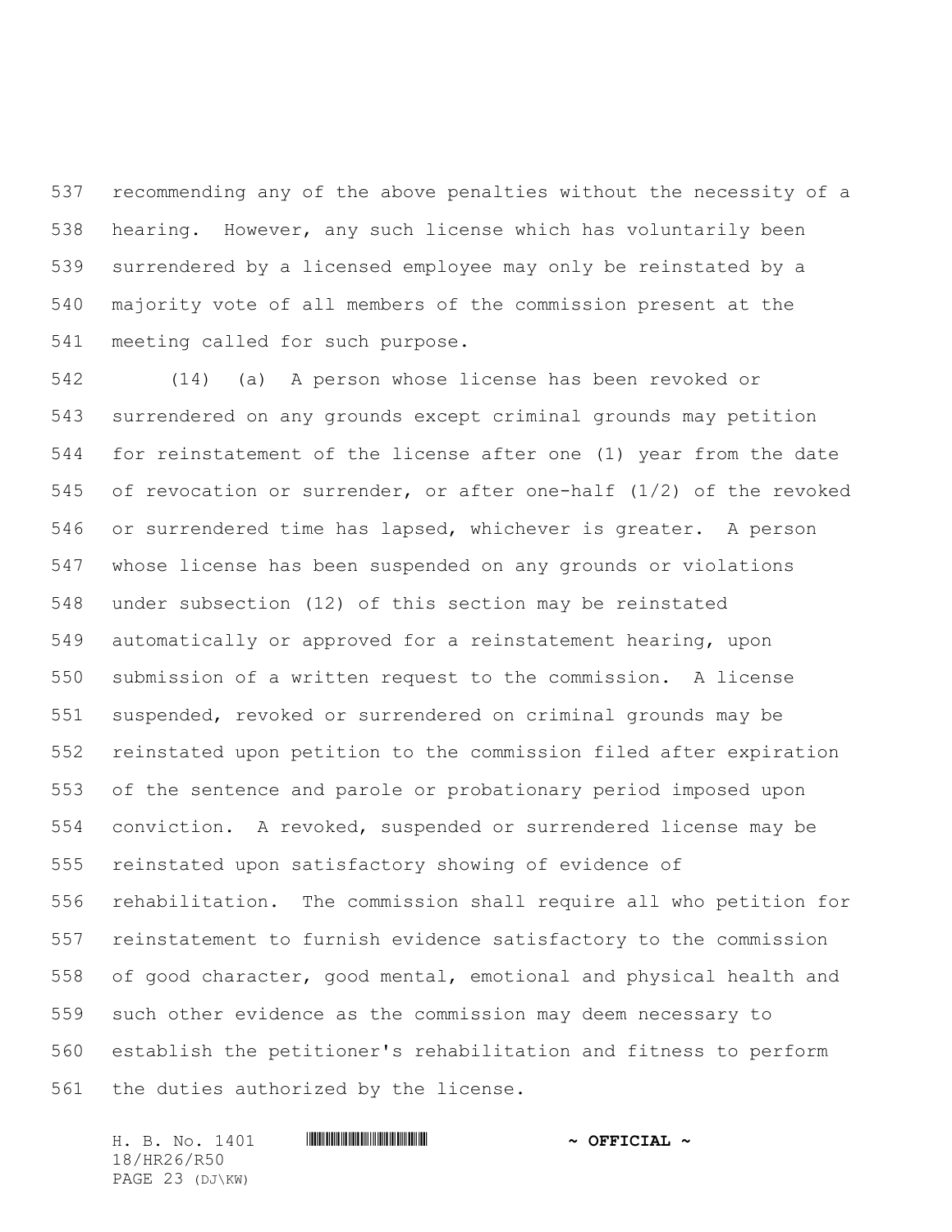recommending any of the above penalties without the necessity of a hearing. However, any such license which has voluntarily been surrendered by a licensed employee may only be reinstated by a majority vote of all members of the commission present at the meeting called for such purpose.

(14) (a) A person whose license has been revoked or surrendered on any grounds except criminal grounds may petition for reinstatement of the license after one (1) year from the date of revocation or surrender, or after one-half (1/2) of the revoked or surrendered time has lapsed, whichever is greater. A person whose license has been suspended on any grounds or violations under subsection (12) of this section may be reinstated automatically or approved for a reinstatement hearing, upon submission of a written request to the commission. A license suspended, revoked or surrendered on criminal grounds may be reinstated upon petition to the commission filed after expiration of the sentence and parole or probationary period imposed upon conviction. A revoked, suspended or surrendered license may be reinstated upon satisfactory showing of evidence of rehabilitation. The commission shall require all who petition for reinstatement to furnish evidence satisfactory to the commission of good character, good mental, emotional and physical health and such other evidence as the commission may deem necessary to establish the petitioner's rehabilitation and fitness to perform the duties authorized by the license.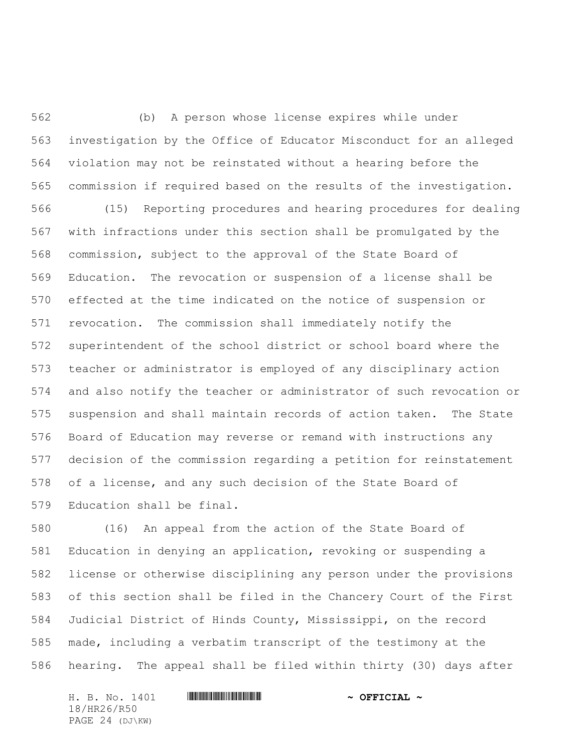(b) A person whose license expires while under investigation by the Office of Educator Misconduct for an alleged violation may not be reinstated without a hearing before the commission if required based on the results of the investigation.

(15) Reporting procedures and hearing procedures for dealing with infractions under this section shall be promulgated by the commission, subject to the approval of the State Board of Education. The revocation or suspension of a license shall be effected at the time indicated on the notice of suspension or revocation. The commission shall immediately notify the superintendent of the school district or school board where the teacher or administrator is employed of any disciplinary action and also notify the teacher or administrator of such revocation or suspension and shall maintain records of action taken. The State Board of Education may reverse or remand with instructions any decision of the commission regarding a petition for reinstatement of a license, and any such decision of the State Board of Education shall be final.

(16) An appeal from the action of the State Board of Education in denying an application, revoking or suspending a license or otherwise disciplining any person under the provisions of this section shall be filed in the Chancery Court of the First Judicial District of Hinds County, Mississippi, on the record made, including a verbatim transcript of the testimony at the hearing. The appeal shall be filed within thirty (30) days after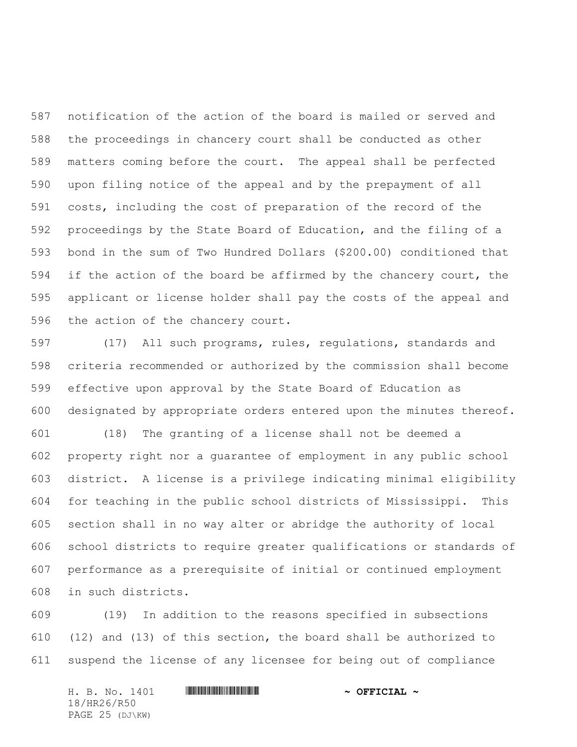notification of the action of the board is mailed or served and the proceedings in chancery court shall be conducted as other matters coming before the court. The appeal shall be perfected upon filing notice of the appeal and by the prepayment of all costs, including the cost of preparation of the record of the proceedings by the State Board of Education, and the filing of a bond in the sum of Two Hundred Dollars ($200.00) conditioned that if the action of the board be affirmed by the chancery court, the applicant or license holder shall pay the costs of the appeal and the action of the chancery court.

(17) All such programs, rules, regulations, standards and criteria recommended or authorized by the commission shall become effective upon approval by the State Board of Education as designated by appropriate orders entered upon the minutes thereof.

(18) The granting of a license shall not be deemed a property right nor a guarantee of employment in any public school district. A license is a privilege indicating minimal eligibility for teaching in the public school districts of Mississippi. This section shall in no way alter or abridge the authority of local school districts to require greater qualifications or standards of performance as a prerequisite of initial or continued employment in such districts.

(19) In addition to the reasons specified in subsections (12) and (13) of this section, the board shall be authorized to suspend the license of any licensee for being out of compliance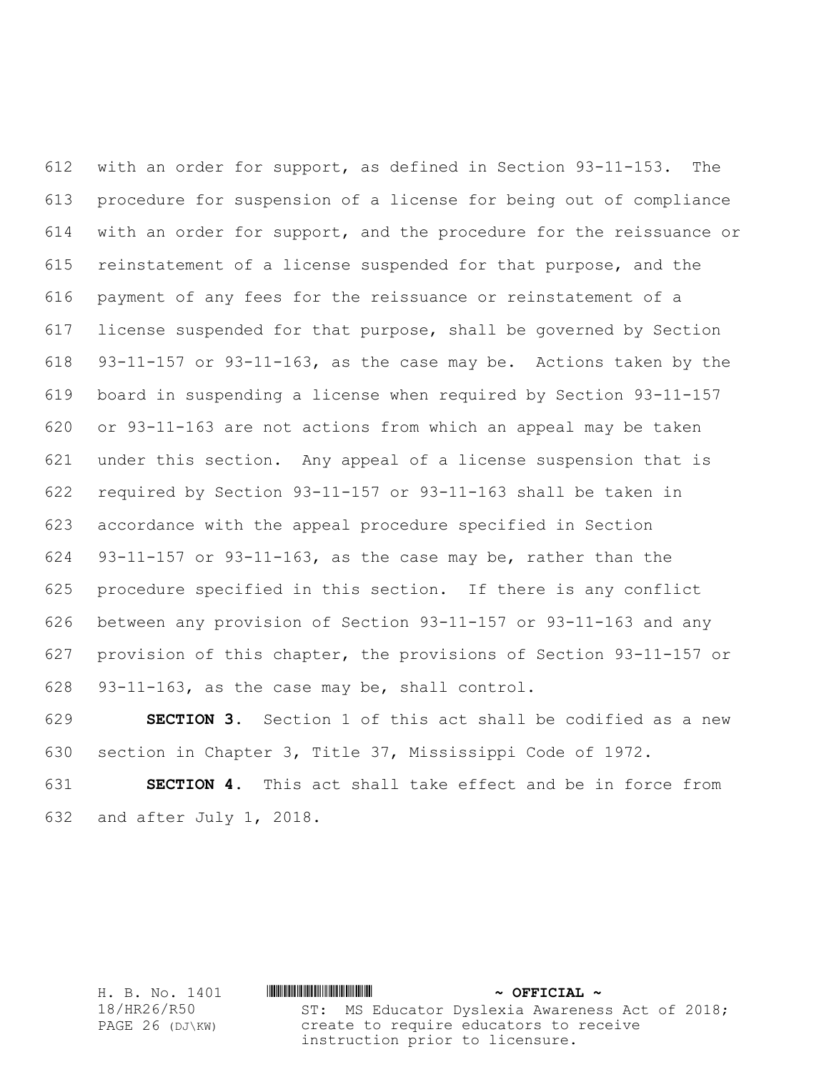with an order for support, as defined in Section 93-11-153. The procedure for suspension of a license for being out of compliance with an order for support, and the procedure for the reissuance or reinstatement of a license suspended for that purpose, and the payment of any fees for the reissuance or reinstatement of a license suspended for that purpose, shall be governed by Section 93-11-157 or 93-11-163, as the case may be. Actions taken by the board in suspending a license when required by Section 93-11-157 or 93-11-163 are not actions from which an appeal may be taken under this section. Any appeal of a license suspension that is required by Section 93-11-157 or 93-11-163 shall be taken in accordance with the appeal procedure specified in Section 93-11-157 or 93-11-163, as the case may be, rather than the procedure specified in this section. If there is any conflict between any provision of Section 93-11-157 or 93-11-163 and any provision of this chapter, the provisions of Section 93-11-157 or 93-11-163, as the case may be, shall control.

**SECTION 3.** Section 1 of this act shall be codified as a new section in Chapter 3, Title 37, Mississippi Code of 1972.

**SECTION 4.** This act shall take effect and be in force from and after July 1, 2018.